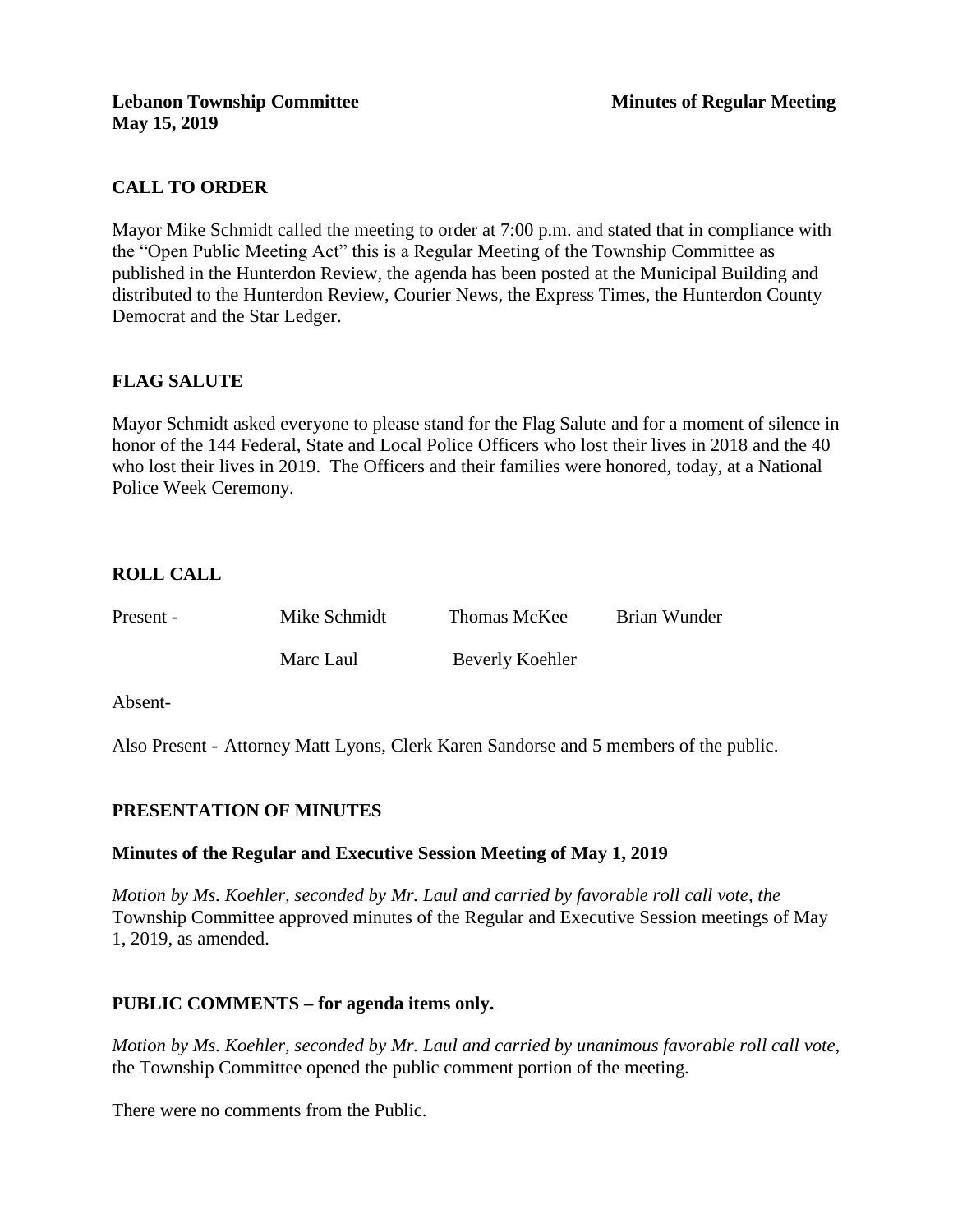**Lebanon Township Committee** **Minutes of Regular Meeting**
**May 15, 2019**

## CALL TO ORDER

Mayor Mike Schmidt called the meeting to order at 7:00 p.m. and stated that in compliance with the "Open Public Meeting Act" this is a Regular Meeting of the Township Committee as published in the Hunterdon Review, the agenda has been posted at the Municipal Building and distributed to the Hunterdon Review, Courier News, the Express Times, the Hunterdon County Democrat and the Star Ledger.

## FLAG SALUTE

Mayor Schmidt asked everyone to please stand for the Flag Salute and for a moment of silence in honor of the 144 Federal, State and Local Police Officers who lost their lives in 2018 and the 40 who lost their lives in 2019. The Officers and their families were honored, today, at a National Police Week Ceremony.

## ROLL CALL

| | | | |
|---|---|---|---|
| Present - | Mike Schmidt | Thomas McKee | Brian Wunder |
| | Marc Laul | Beverly Koehler | |

Absent-

Also Present - Attorney Matt Lyons, Clerk Karen Sandorse and 5 members of the public.

## PRESENTATION OF MINUTES

### Minutes of the Regular and Executive Session Meeting of May 1, 2019

*Motion by Ms. Koehler, seconded by Mr. Laul and carried by favorable roll call vote, the* Township Committee approved minutes of the Regular and Executive Session meetings of May 1, 2019, as amended.

## PUBLIC COMMENTS – for agenda items only.

*Motion by Ms. Koehler, seconded by Mr. Laul and carried by unanimous favorable roll call vote,* the Township Committee opened the public comment portion of the meeting.

There were no comments from the Public.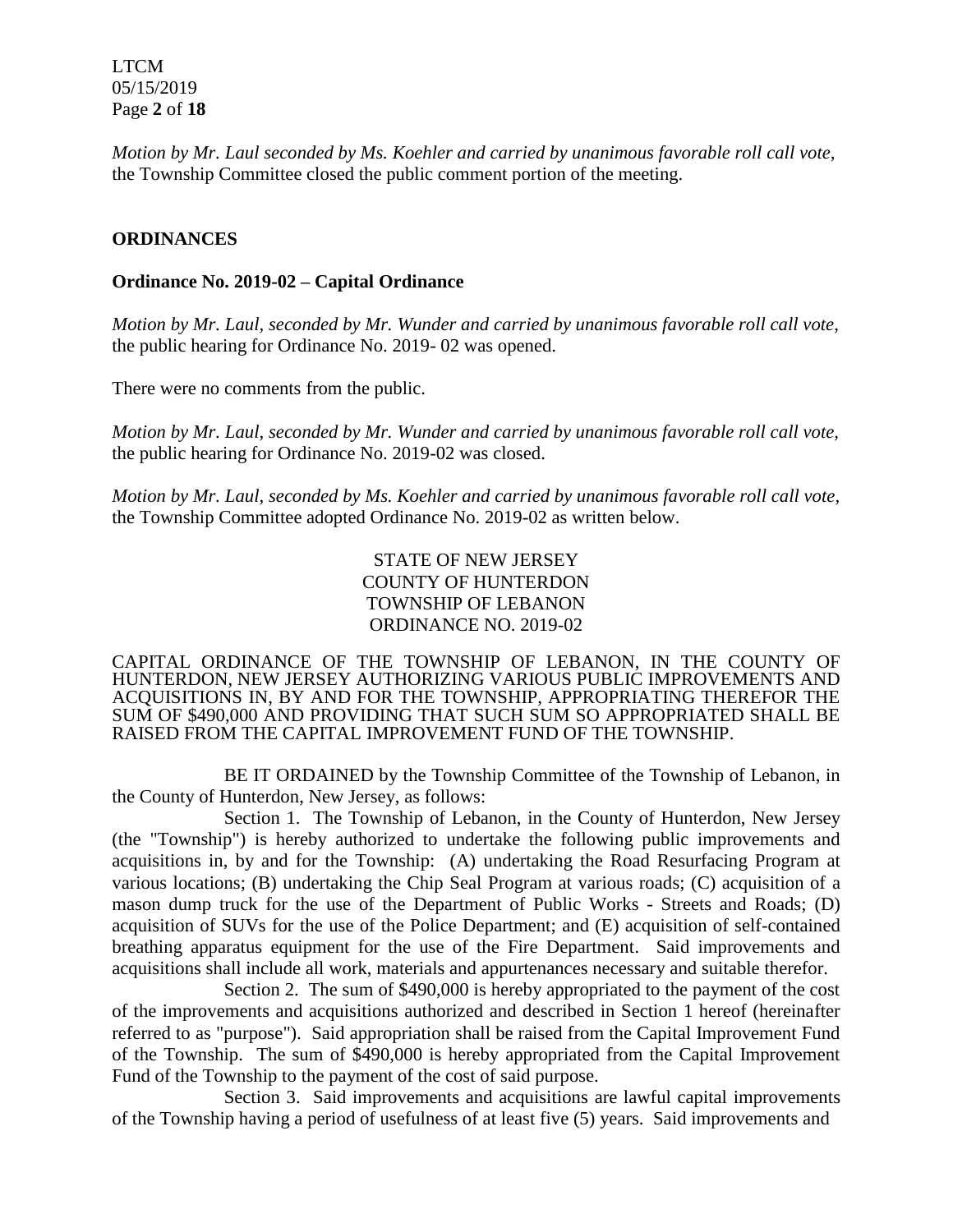*Motion by Mr. Laul seconded by Ms. Koehler and carried by unanimous favorable roll call vote,* the Township Committee closed the public comment portion of the meeting.

## ORDINANCES

### Ordinance No. 2019-02 – Capital Ordinance

*Motion by Mr. Laul, seconded by Mr. Wunder and carried by unanimous favorable roll call vote,* the public hearing for Ordinance No. 2019- 02 was opened.

There were no comments from the public.

*Motion by Mr. Laul, seconded by Mr. Wunder and carried by unanimous favorable roll call vote,* the public hearing for Ordinance No. 2019-02 was closed.

*Motion by Mr. Laul, seconded by Ms. Koehler and carried by unanimous favorable roll call vote,* the Township Committee adopted Ordinance No. 2019-02 as written below.

STATE OF NEW JERSEY
COUNTY OF HUNTERDON
TOWNSHIP OF LEBANON
ORDINANCE NO. 2019-02

CAPITAL ORDINANCE OF THE TOWNSHIP OF LEBANON, IN THE COUNTY OF HUNTERDON, NEW JERSEY AUTHORIZING VARIOUS PUBLIC IMPROVEMENTS AND ACQUISITIONS IN, BY AND FOR THE TOWNSHIP, APPROPRIATING THEREFOR THE SUM OF $490,000 AND PROVIDING THAT SUCH SUM SO APPROPRIATED SHALL BE RAISED FROM THE CAPITAL IMPROVEMENT FUND OF THE TOWNSHIP.

BE IT ORDAINED by the Township Committee of the Township of Lebanon, in the County of Hunterdon, New Jersey, as follows:

Section 1. The Township of Lebanon, in the County of Hunterdon, New Jersey (the "Township") is hereby authorized to undertake the following public improvements and acquisitions in, by and for the Township: (A) undertaking the Road Resurfacing Program at various locations; (B) undertaking the Chip Seal Program at various roads; (C) acquisition of a mason dump truck for the use of the Department of Public Works - Streets and Roads; (D) acquisition of SUVs for the use of the Police Department; and (E) acquisition of self-contained breathing apparatus equipment for the use of the Fire Department. Said improvements and acquisitions shall include all work, materials and appurtenances necessary and suitable therefor.

Section 2. The sum of $490,000 is hereby appropriated to the payment of the cost of the improvements and acquisitions authorized and described in Section 1 hereof (hereinafter referred to as "purpose"). Said appropriation shall be raised from the Capital Improvement Fund of the Township. The sum of $490,000 is hereby appropriated from the Capital Improvement Fund of the Township to the payment of the cost of said purpose.

Section 3. Said improvements and acquisitions are lawful capital improvements of the Township having a period of usefulness of at least five (5) years. Said improvements and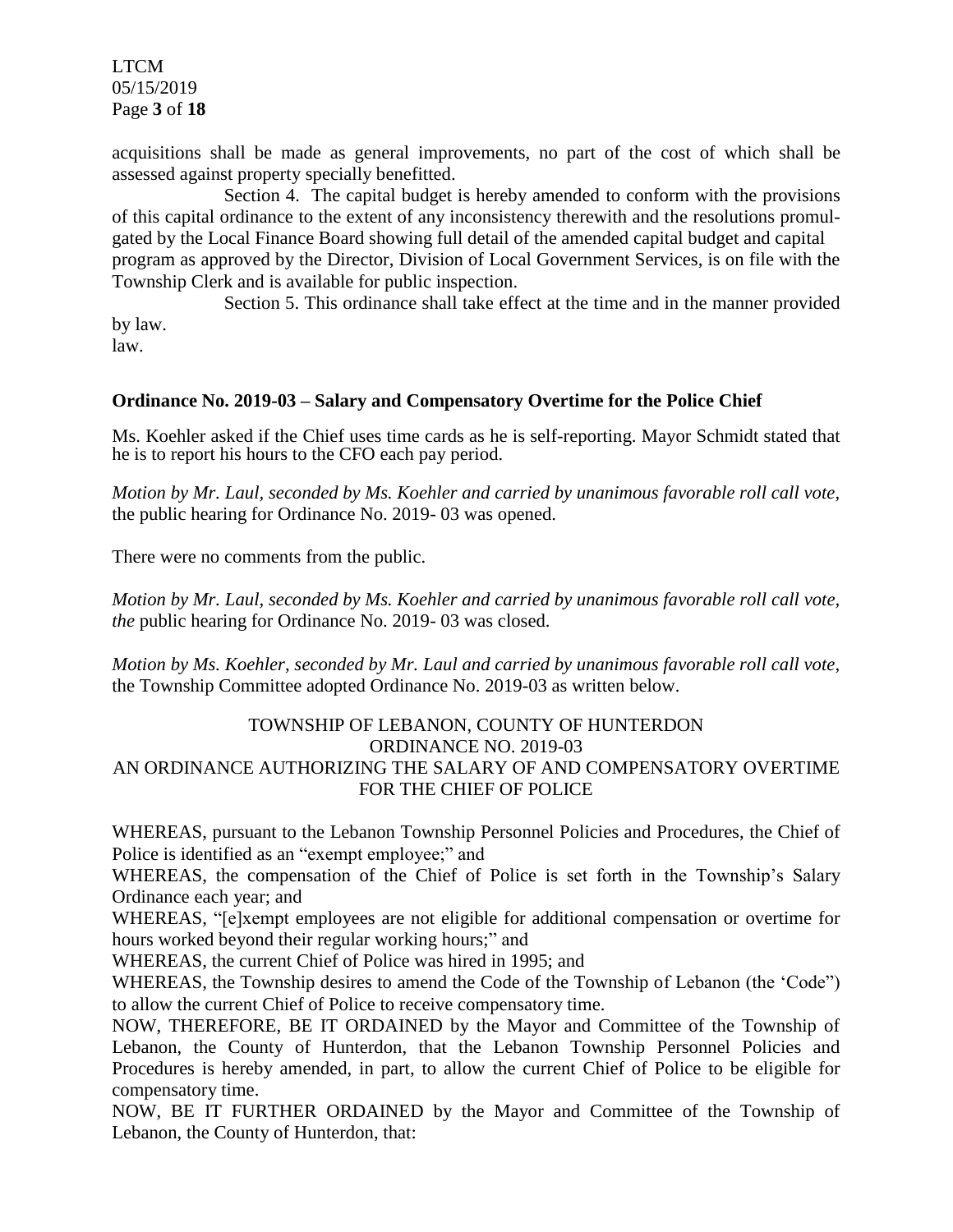acquisitions shall be made as general improvements, no part of the cost of which shall be assessed against property specially benefitted.

Section 4. The capital budget is hereby amended to conform with the provisions of this capital ordinance to the extent of any inconsistency therewith and the resolutions promulgated by the Local Finance Board showing full detail of the amended capital budget and capital program as approved by the Director, Division of Local Government Services, is on file with the Township Clerk and is available for public inspection.

Section 5. This ordinance shall take effect at the time and in the manner provided by law.

law.

**Ordinance No. 2019-03 – Salary and Compensatory Overtime for the Police Chief**

Ms. Koehler asked if the Chief uses time cards as he is self-reporting. Mayor Schmidt stated that he is to report his hours to the CFO each pay period.

*Motion by Mr. Laul, seconded by Ms. Koehler and carried by unanimous favorable roll call vote,* the public hearing for Ordinance No. 2019- 03 was opened.

There were no comments from the public.

*Motion by Mr. Laul, seconded by Ms. Koehler and carried by unanimous favorable roll call vote, the* public hearing for Ordinance No. 2019- 03 was closed.

*Motion by Ms. Koehler, seconded by Mr. Laul and carried by unanimous favorable roll call vote,* the Township Committee adopted Ordinance No. 2019-03 as written below.

TOWNSHIP OF LEBANON, COUNTY OF HUNTERDON
ORDINANCE NO. 2019-03
AN ORDINANCE AUTHORIZING THE SALARY OF AND COMPENSATORY OVERTIME FOR THE CHIEF OF POLICE

WHEREAS, pursuant to the Lebanon Township Personnel Policies and Procedures, the Chief of Police is identified as an "exempt employee;" and

WHEREAS, the compensation of the Chief of Police is set forth in the Township's Salary Ordinance each year; and

WHEREAS, "[e]xempt employees are not eligible for additional compensation or overtime for hours worked beyond their regular working hours;" and

WHEREAS, the current Chief of Police was hired in 1995; and

WHEREAS, the Township desires to amend the Code of the Township of Lebanon (the 'Code") to allow the current Chief of Police to receive compensatory time.

NOW, THEREFORE, BE IT ORDAINED by the Mayor and Committee of the Township of Lebanon, the County of Hunterdon, that the Lebanon Township Personnel Policies and Procedures is hereby amended, in part, to allow the current Chief of Police to be eligible for compensatory time.

NOW, BE IT FURTHER ORDAINED by the Mayor and Committee of the Township of Lebanon, the County of Hunterdon, that: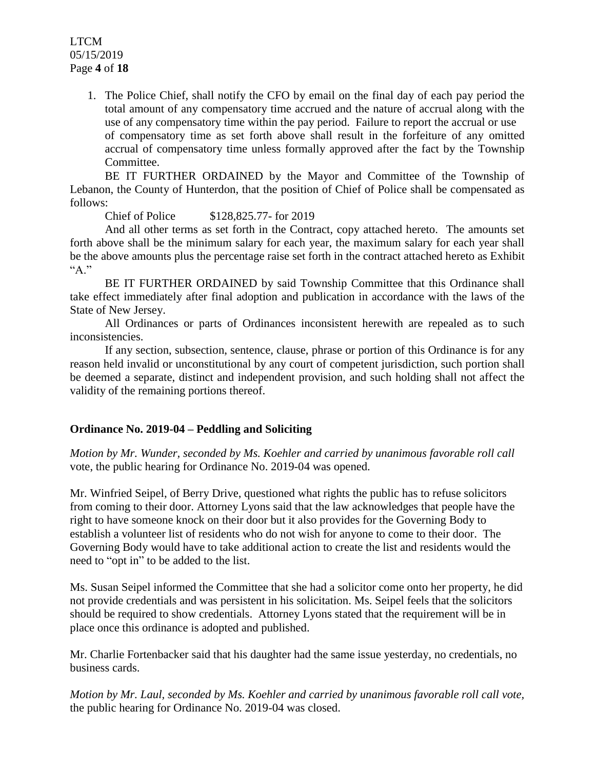1. The Police Chief, shall notify the CFO by email on the final day of each pay period the total amount of any compensatory time accrued and the nature of accrual along with the use of any compensatory time within the pay period. Failure to report the accrual or use of compensatory time as set forth above shall result in the forfeiture of any omitted accrual of compensatory time unless formally approved after the fact by the Township Committee.

BE IT FURTHER ORDAINED by the Mayor and Committee of the Township of Lebanon, the County of Hunterdon, that the position of Chief of Police shall be compensated as follows:

Chief of Police $128,825.77- for 2019

And all other terms as set forth in the Contract, copy attached hereto. The amounts set forth above shall be the minimum salary for each year, the maximum salary for each year shall be the above amounts plus the percentage raise set forth in the contract attached hereto as Exhibit "A."

BE IT FURTHER ORDAINED by said Township Committee that this Ordinance shall take effect immediately after final adoption and publication in accordance with the laws of the State of New Jersey.

All Ordinances or parts of Ordinances inconsistent herewith are repealed as to such inconsistencies.

If any section, subsection, sentence, clause, phrase or portion of this Ordinance is for any reason held invalid or unconstitutional by any court of competent jurisdiction, such portion shall be deemed a separate, distinct and independent provision, and such holding shall not affect the validity of the remaining portions thereof.

**Ordinance No. 2019-04 – Peddling and Soliciting**

*Motion by Mr. Wunder, seconded by Ms. Koehler and carried by unanimous favorable roll call* vote, the public hearing for Ordinance No. 2019-04 was opened.

Mr. Winfried Seipel, of Berry Drive, questioned what rights the public has to refuse solicitors from coming to their door. Attorney Lyons said that the law acknowledges that people have the right to have someone knock on their door but it also provides for the Governing Body to establish a volunteer list of residents who do not wish for anyone to come to their door. The Governing Body would have to take additional action to create the list and residents would the need to "opt in" to be added to the list.

Ms. Susan Seipel informed the Committee that she had a solicitor come onto her property, he did not provide credentials and was persistent in his solicitation. Ms. Seipel feels that the solicitors should be required to show credentials. Attorney Lyons stated that the requirement will be in place once this ordinance is adopted and published.

Mr. Charlie Fortenbacker said that his daughter had the same issue yesterday, no credentials, no business cards.

*Motion by Mr. Laul, seconded by Ms. Koehler and carried by unanimous favorable roll call vote*, the public hearing for Ordinance No. 2019-04 was closed.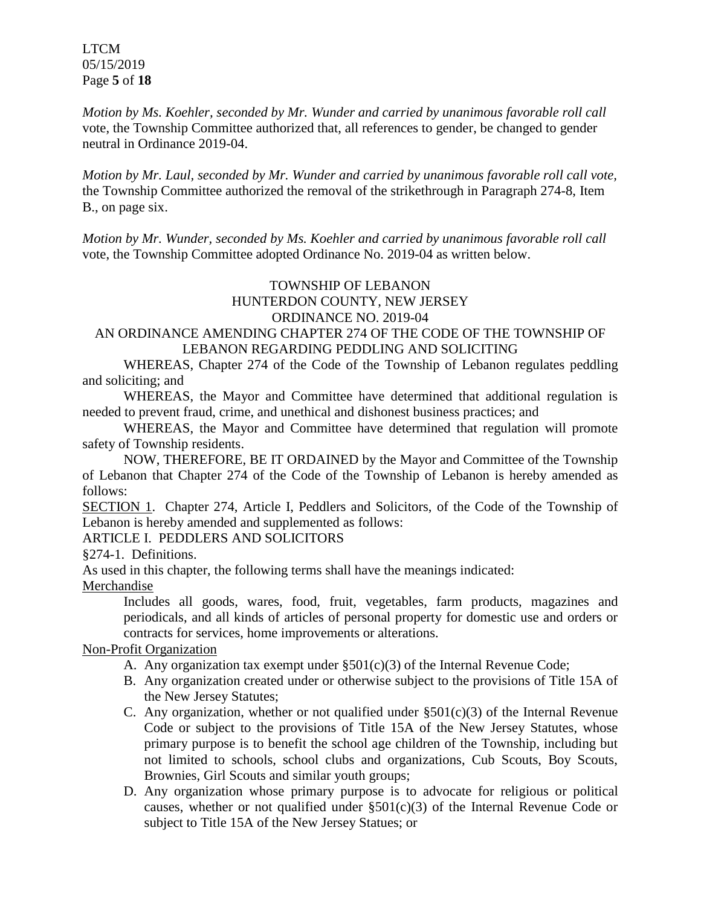*Motion by Ms. Koehler, seconded by Mr. Wunder and carried by unanimous favorable roll call* vote, the Township Committee authorized that, all references to gender, be changed to gender neutral in Ordinance 2019-04.

*Motion by Mr. Laul, seconded by Mr. Wunder and carried by unanimous favorable roll call vote,* the Township Committee authorized the removal of the strikethrough in Paragraph 274-8, Item B., on page six.

*Motion by Mr. Wunder, seconded by Ms. Koehler and carried by unanimous favorable roll call* vote, the Township Committee adopted Ordinance No. 2019-04 as written below.

TOWNSHIP OF LEBANON
HUNTERDON COUNTY, NEW JERSEY
ORDINANCE NO. 2019-04

AN ORDINANCE AMENDING CHAPTER 274 OF THE CODE OF THE TOWNSHIP OF LEBANON REGARDING PEDDLING AND SOLICITING

WHEREAS, Chapter 274 of the Code of the Township of Lebanon regulates peddling and soliciting; and

WHEREAS, the Mayor and Committee have determined that additional regulation is needed to prevent fraud, crime, and unethical and dishonest business practices; and

WHEREAS, the Mayor and Committee have determined that regulation will promote safety of Township residents.

NOW, THEREFORE, BE IT ORDAINED by the Mayor and Committee of the Township of Lebanon that Chapter 274 of the Code of the Township of Lebanon is hereby amended as follows:

<u>SECTION 1</u>. Chapter 274, Article I, Peddlers and Solicitors, of the Code of the Township of Lebanon is hereby amended and supplemented as follows:

ARTICLE I. PEDDLERS AND SOLICITORS

§274-1. Definitions.

As used in this chapter, the following terms shall have the meanings indicated:

<u>Merchandise</u>

Includes all goods, wares, food, fruit, vegetables, farm products, magazines and periodicals, and all kinds of articles of personal property for domestic use and orders or contracts for services, home improvements or alterations.

<u>Non-Profit Organization</u>

A. Any organization tax exempt under §501(c)(3) of the Internal Revenue Code;
B. Any organization created under or otherwise subject to the provisions of Title 15A of the New Jersey Statutes;
C. Any organization, whether or not qualified under §501(c)(3) of the Internal Revenue Code or subject to the provisions of Title 15A of the New Jersey Statutes, whose primary purpose is to benefit the school age children of the Township, including but not limited to schools, school clubs and organizations, Cub Scouts, Boy Scouts, Brownies, Girl Scouts and similar youth groups;
D. Any organization whose primary purpose is to advocate for religious or political causes, whether or not qualified under §501(c)(3) of the Internal Revenue Code or subject to Title 15A of the New Jersey Statues; or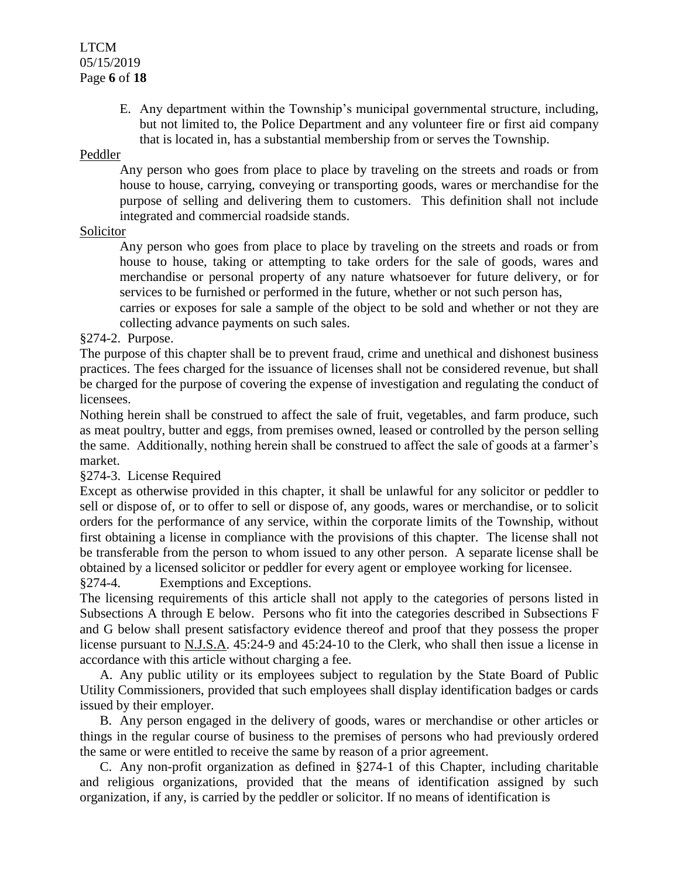E. Any department within the Township's municipal governmental structure, including, but not limited to, the Police Department and any volunteer fire or first aid company that is located in, has a substantial membership from or serves the Township.

Peddler

Any person who goes from place to place by traveling on the streets and roads or from house to house, carrying, conveying or transporting goods, wares or merchandise for the purpose of selling and delivering them to customers. This definition shall not include integrated and commercial roadside stands.

Solicitor

Any person who goes from place to place by traveling on the streets and roads or from house to house, taking or attempting to take orders for the sale of goods, wares and merchandise or personal property of any nature whatsoever for future delivery, or for services to be furnished or performed in the future, whether or not such person has,
carries or exposes for sale a sample of the object to be sold and whether or not they are collecting advance payments on such sales.

§274-2. Purpose.

The purpose of this chapter shall be to prevent fraud, crime and unethical and dishonest business practices. The fees charged for the issuance of licenses shall not be considered revenue, but shall be charged for the purpose of covering the expense of investigation and regulating the conduct of licensees.

Nothing herein shall be construed to affect the sale of fruit, vegetables, and farm produce, such as meat poultry, butter and eggs, from premises owned, leased or controlled by the person selling the same. Additionally, nothing herein shall be construed to affect the sale of goods at a farmer's market.

§274-3. License Required

Except as otherwise provided in this chapter, it shall be unlawful for any solicitor or peddler to sell or dispose of, or to offer to sell or dispose of, any goods, wares or merchandise, or to solicit orders for the performance of any service, within the corporate limits of the Township, without first obtaining a license in compliance with the provisions of this chapter. The license shall not be transferable from the person to whom issued to any other person. A separate license shall be obtained by a licensed solicitor or peddler for every agent or employee working for licensee.

§274-4. Exemptions and Exceptions.

The licensing requirements of this article shall not apply to the categories of persons listed in Subsections A through E below. Persons who fit into the categories described in Subsections F and G below shall present satisfactory evidence thereof and proof that they possess the proper license pursuant to N.J.S.A. 45:24-9 and 45:24-10 to the Clerk, who shall then issue a license in accordance with this article without charging a fee.

A. Any public utility or its employees subject to regulation by the State Board of Public Utility Commissioners, provided that such employees shall display identification badges or cards issued by their employer.

B. Any person engaged in the delivery of goods, wares or merchandise or other articles or things in the regular course of business to the premises of persons who had previously ordered the same or were entitled to receive the same by reason of a prior agreement.

C. Any non-profit organization as defined in §274-1 of this Chapter, including charitable and religious organizations, provided that the means of identification assigned by such organization, if any, is carried by the peddler or solicitor. If no means of identification is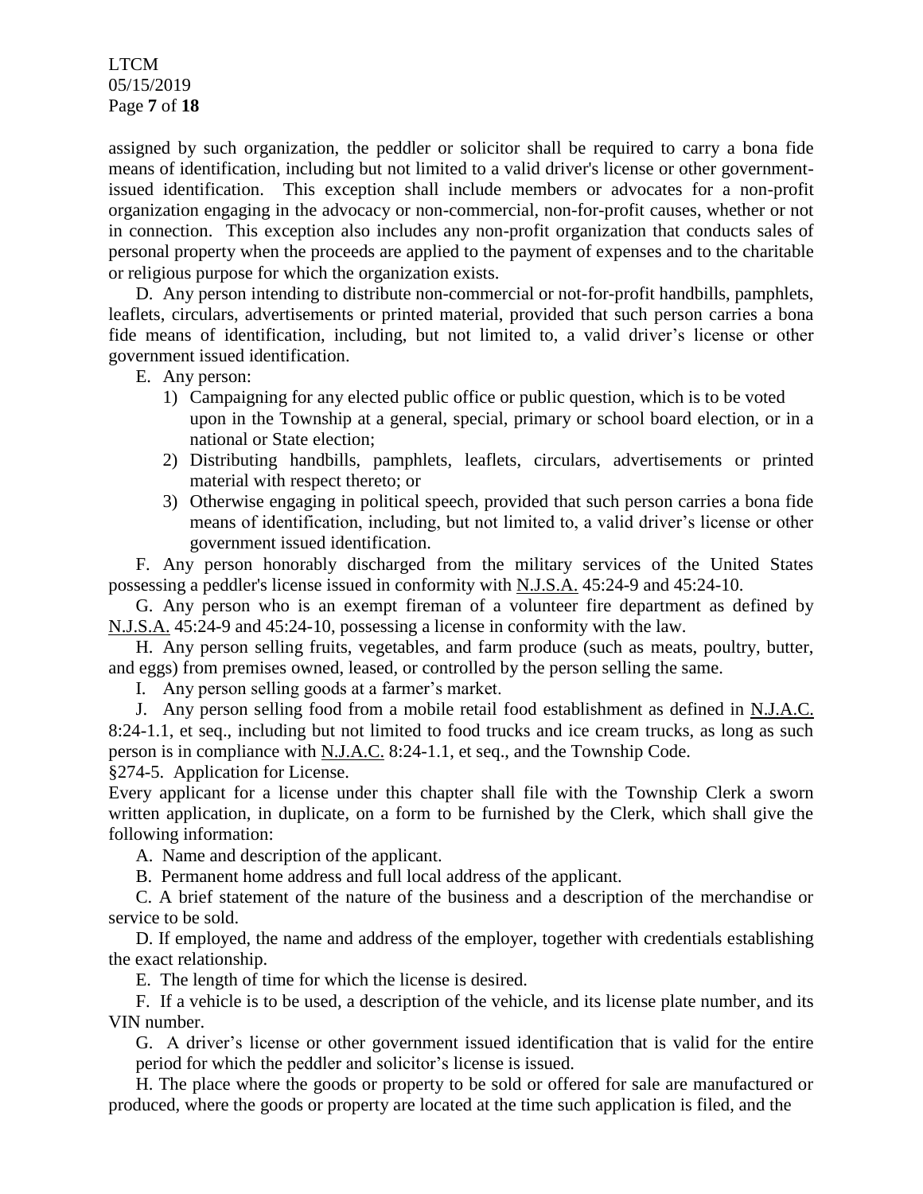assigned by such organization, the peddler or solicitor shall be required to carry a bona fide means of identification, including but not limited to a valid driver's license or other government-issued identification. This exception shall include members or advocates for a non-profit organization engaging in the advocacy or non-commercial, non-for-profit causes, whether or not in connection. This exception also includes any non-profit organization that conducts sales of personal property when the proceeds are applied to the payment of expenses and to the charitable or religious purpose for which the organization exists.

D. Any person intending to distribute non-commercial or not-for-profit handbills, pamphlets, leaflets, circulars, advertisements or printed material, provided that such person carries a bona fide means of identification, including, but not limited to, a valid driver's license or other government issued identification.

E. Any person:

1) Campaigning for any elected public office or public question, which is to be voted upon in the Township at a general, special, primary or school board election, or in a national or State election;
2) Distributing handbills, pamphlets, leaflets, circulars, advertisements or printed material with respect thereto; or
3) Otherwise engaging in political speech, provided that such person carries a bona fide means of identification, including, but not limited to, a valid driver's license or other government issued identification.

F. Any person honorably discharged from the military services of the United States possessing a peddler's license issued in conformity with N.J.S.A. 45:24-9 and 45:24-10.

G. Any person who is an exempt fireman of a volunteer fire department as defined by N.J.S.A. 45:24-9 and 45:24-10, possessing a license in conformity with the law.

H. Any person selling fruits, vegetables, and farm produce (such as meats, poultry, butter, and eggs) from premises owned, leased, or controlled by the person selling the same.

I. Any person selling goods at a farmer's market.

J. Any person selling food from a mobile retail food establishment as defined in N.J.A.C. 8:24-1.1, et seq., including but not limited to food trucks and ice cream trucks, as long as such person is in compliance with N.J.A.C. 8:24-1.1, et seq., and the Township Code.

§274-5. Application for License.

Every applicant for a license under this chapter shall file with the Township Clerk a sworn written application, in duplicate, on a form to be furnished by the Clerk, which shall give the following information:

A. Name and description of the applicant.

B. Permanent home address and full local address of the applicant.

C. A brief statement of the nature of the business and a description of the merchandise or service to be sold.

D. If employed, the name and address of the employer, together with credentials establishing the exact relationship.

E. The length of time for which the license is desired.

F. If a vehicle is to be used, a description of the vehicle, and its license plate number, and its VIN number.

G. A driver's license or other government issued identification that is valid for the entire period for which the peddler and solicitor's license is issued.

H. The place where the goods or property to be sold or offered for sale are manufactured or produced, where the goods or property are located at the time such application is filed, and the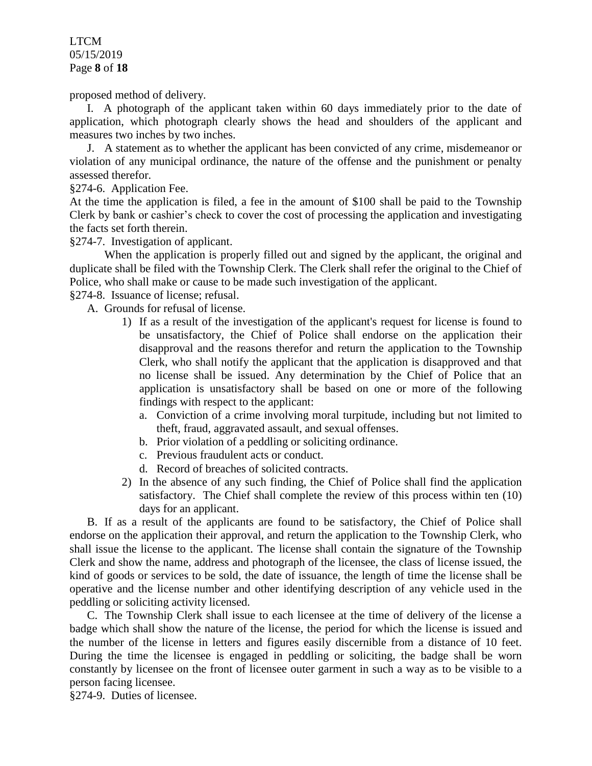proposed method of delivery.

I. A photograph of the applicant taken within 60 days immediately prior to the date of application, which photograph clearly shows the head and shoulders of the applicant and measures two inches by two inches.

J. A statement as to whether the applicant has been convicted of any crime, misdemeanor or violation of any municipal ordinance, the nature of the offense and the punishment or penalty assessed therefor.

§274-6. Application Fee.

At the time the application is filed, a fee in the amount of $100 shall be paid to the Township Clerk by bank or cashier's check to cover the cost of processing the application and investigating the facts set forth therein.

§274-7. Investigation of applicant.

When the application is properly filled out and signed by the applicant, the original and duplicate shall be filed with the Township Clerk. The Clerk shall refer the original to the Chief of Police, who shall make or cause to be made such investigation of the applicant.

§274-8. Issuance of license; refusal.

A. Grounds for refusal of license.

1) If as a result of the investigation of the applicant's request for license is found to be unsatisfactory, the Chief of Police shall endorse on the application their disapproval and the reasons therefor and return the application to the Township Clerk, who shall notify the applicant that the application is disapproved and that no license shall be issued. Any determination by the Chief of Police that an application is unsatisfactory shall be based on one or more of the following findings with respect to the applicant:
   a. Conviction of a crime involving moral turpitude, including but not limited to theft, fraud, aggravated assault, and sexual offenses.
   b. Prior violation of a peddling or soliciting ordinance.
   c. Previous fraudulent acts or conduct.
   d. Record of breaches of solicited contracts.
2) In the absence of any such finding, the Chief of Police shall find the application satisfactory. The Chief shall complete the review of this process within ten (10) days for an applicant.

B. If as a result of the applicants are found to be satisfactory, the Chief of Police shall endorse on the application their approval, and return the application to the Township Clerk, who shall issue the license to the applicant. The license shall contain the signature of the Township Clerk and show the name, address and photograph of the licensee, the class of license issued, the kind of goods or services to be sold, the date of issuance, the length of time the license shall be operative and the license number and other identifying description of any vehicle used in the peddling or soliciting activity licensed.

C. The Township Clerk shall issue to each licensee at the time of delivery of the license a badge which shall show the nature of the license, the period for which the license is issued and the number of the license in letters and figures easily discernible from a distance of 10 feet. During the time the licensee is engaged in peddling or soliciting, the badge shall be worn constantly by licensee on the front of licensee outer garment in such a way as to be visible to a person facing licensee.

§274-9. Duties of licensee.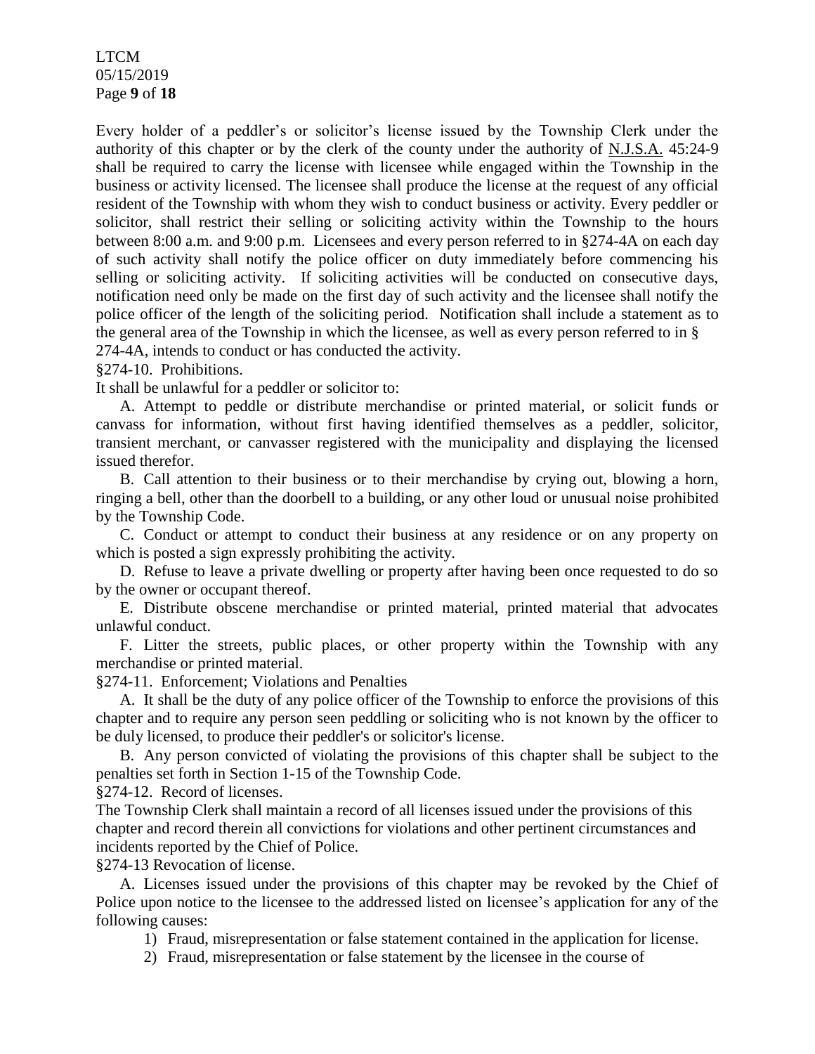Every holder of a peddler's or solicitor's license issued by the Township Clerk under the authority of this chapter or by the clerk of the county under the authority of N.J.S.A. 45:24-9 shall be required to carry the license with licensee while engaged within the Township in the business or activity licensed. The licensee shall produce the license at the request of any official resident of the Township with whom they wish to conduct business or activity. Every peddler or solicitor, shall restrict their selling or soliciting activity within the Township to the hours between 8:00 a.m. and 9:00 p.m. Licensees and every person referred to in §274-4A on each day of such activity shall notify the police officer on duty immediately before commencing his selling or soliciting activity. If soliciting activities will be conducted on consecutive days, notification need only be made on the first day of such activity and the licensee shall notify the police officer of the length of the soliciting period. Notification shall include a statement as to the general area of the Township in which the licensee, as well as every person referred to in § 274-4A, intends to conduct or has conducted the activity.

§274-10. Prohibitions.

It shall be unlawful for a peddler or solicitor to:

A. Attempt to peddle or distribute merchandise or printed material, or solicit funds or canvass for information, without first having identified themselves as a peddler, solicitor, transient merchant, or canvasser registered with the municipality and displaying the licensed issued therefor.

B. Call attention to their business or to their merchandise by crying out, blowing a horn, ringing a bell, other than the doorbell to a building, or any other loud or unusual noise prohibited by the Township Code.

C. Conduct or attempt to conduct their business at any residence or on any property on which is posted a sign expressly prohibiting the activity.

D. Refuse to leave a private dwelling or property after having been once requested to do so by the owner or occupant thereof.

E. Distribute obscene merchandise or printed material, printed material that advocates unlawful conduct.

F. Litter the streets, public places, or other property within the Township with any merchandise or printed material.

§274-11. Enforcement; Violations and Penalties

A. It shall be the duty of any police officer of the Township to enforce the provisions of this chapter and to require any person seen peddling or soliciting who is not known by the officer to be duly licensed, to produce their peddler's or solicitor's license.

B. Any person convicted of violating the provisions of this chapter shall be subject to the penalties set forth in Section 1-15 of the Township Code.

§274-12. Record of licenses.

The Township Clerk shall maintain a record of all licenses issued under the provisions of this chapter and record therein all convictions for violations and other pertinent circumstances and incidents reported by the Chief of Police.

§274-13 Revocation of license.

A. Licenses issued under the provisions of this chapter may be revoked by the Chief of Police upon notice to the licensee to the addressed listed on licensee's application for any of the following causes:

1) Fraud, misrepresentation or false statement contained in the application for license.
2) Fraud, misrepresentation or false statement by the licensee in the course of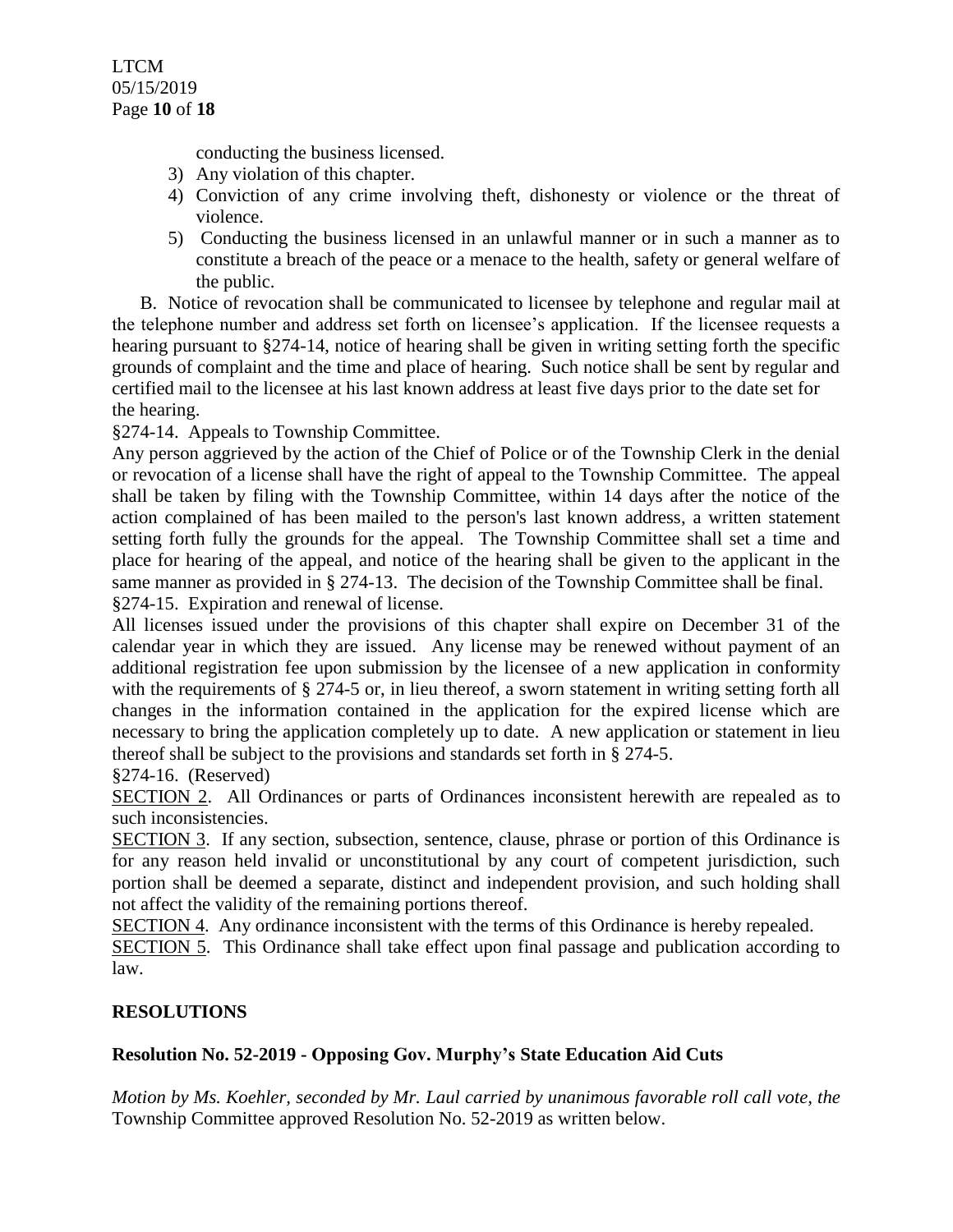conducting the business licensed.

3) Any violation of this chapter.
4) Conviction of any crime involving theft, dishonesty or violence or the threat of violence.
5) Conducting the business licensed in an unlawful manner or in such a manner as to constitute a breach of the peace or a menace to the health, safety or general welfare of the public.

B. Notice of revocation shall be communicated to licensee by telephone and regular mail at the telephone number and address set forth on licensee's application. If the licensee requests a hearing pursuant to §274-14, notice of hearing shall be given in writing setting forth the specific grounds of complaint and the time and place of hearing. Such notice shall be sent by regular and certified mail to the licensee at his last known address at least five days prior to the date set for the hearing.

§274-14. Appeals to Township Committee.

Any person aggrieved by the action of the Chief of Police or of the Township Clerk in the denial or revocation of a license shall have the right of appeal to the Township Committee. The appeal shall be taken by filing with the Township Committee, within 14 days after the notice of the action complained of has been mailed to the person's last known address, a written statement setting forth fully the grounds for the appeal. The Township Committee shall set a time and place for hearing of the appeal, and notice of the hearing shall be given to the applicant in the same manner as provided in § 274-13. The decision of the Township Committee shall be final.

§274-15. Expiration and renewal of license.

All licenses issued under the provisions of this chapter shall expire on December 31 of the calendar year in which they are issued. Any license may be renewed without payment of an additional registration fee upon submission by the licensee of a new application in conformity with the requirements of § 274-5 or, in lieu thereof, a sworn statement in writing setting forth all changes in the information contained in the application for the expired license which are necessary to bring the application completely up to date. A new application or statement in lieu thereof shall be subject to the provisions and standards set forth in § 274-5.

§274-16. (Reserved)

SECTION 2. All Ordinances or parts of Ordinances inconsistent herewith are repealed as to such inconsistencies.

SECTION 3. If any section, subsection, sentence, clause, phrase or portion of this Ordinance is for any reason held invalid or unconstitutional by any court of competent jurisdiction, such portion shall be deemed a separate, distinct and independent provision, and such holding shall not affect the validity of the remaining portions thereof.

SECTION 4. Any ordinance inconsistent with the terms of this Ordinance is hereby repealed.

SECTION 5. This Ordinance shall take effect upon final passage and publication according to law.

## RESOLUTIONS

### Resolution No. 52-2019 - Opposing Gov. Murphy's State Education Aid Cuts

*Motion by Ms. Koehler, seconded by Mr. Laul carried by unanimous favorable roll call vote, the* Township Committee approved Resolution No. 52-2019 as written below.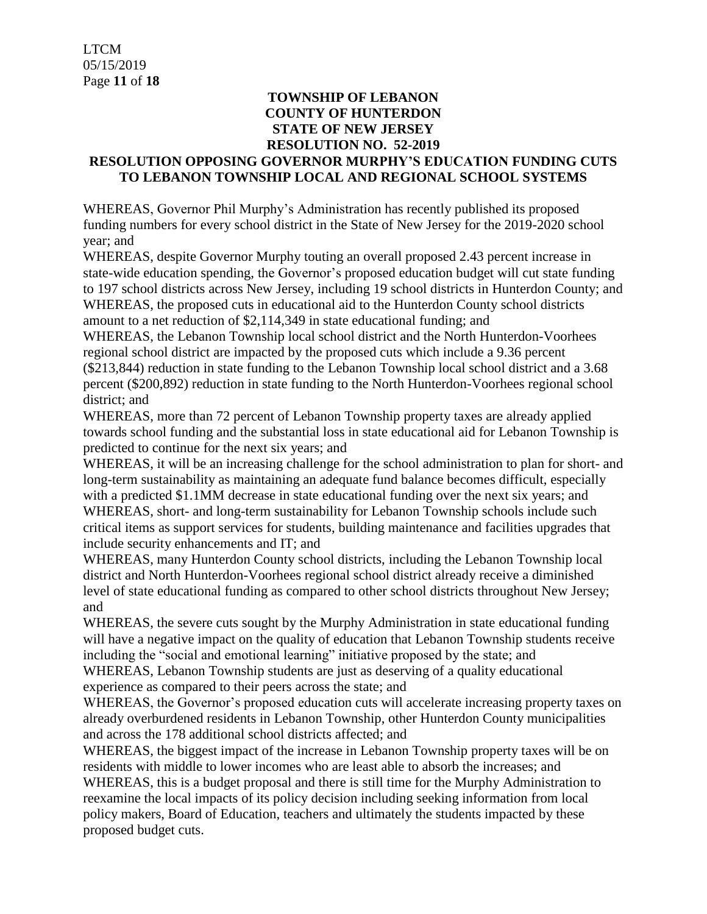**TOWNSHIP OF LEBANON**
**COUNTY OF HUNTERDON**
**STATE OF NEW JERSEY**
**RESOLUTION NO. 52-2019**

**RESOLUTION OPPOSING GOVERNOR MURPHY'S EDUCATION FUNDING CUTS TO LEBANON TOWNSHIP LOCAL AND REGIONAL SCHOOL SYSTEMS**

WHEREAS, Governor Phil Murphy's Administration has recently published its proposed funding numbers for every school district in the State of New Jersey for the 2019-2020 school year; and

WHEREAS, despite Governor Murphy touting an overall proposed 2.43 percent increase in state-wide education spending, the Governor's proposed education budget will cut state funding to 197 school districts across New Jersey, including 19 school districts in Hunterdon County; and

WHEREAS, the proposed cuts in educational aid to the Hunterdon County school districts amount to a net reduction of $2,114,349 in state educational funding; and

WHEREAS, the Lebanon Township local school district and the North Hunterdon-Voorhees regional school district are impacted by the proposed cuts which include a 9.36 percent ($213,844) reduction in state funding to the Lebanon Township local school district and a 3.68 percent ($200,892) reduction in state funding to the North Hunterdon-Voorhees regional school district; and

WHEREAS, more than 72 percent of Lebanon Township property taxes are already applied towards school funding and the substantial loss in state educational aid for Lebanon Township is predicted to continue for the next six years; and

WHEREAS, it will be an increasing challenge for the school administration to plan for short- and long-term sustainability as maintaining an adequate fund balance becomes difficult, especially with a predicted $1.1MM decrease in state educational funding over the next six years; and

WHEREAS, short- and long-term sustainability for Lebanon Township schools include such critical items as support services for students, building maintenance and facilities upgrades that include security enhancements and IT; and

WHEREAS, many Hunterdon County school districts, including the Lebanon Township local district and North Hunterdon-Voorhees regional school district already receive a diminished level of state educational funding as compared to other school districts throughout New Jersey; and

WHEREAS, the severe cuts sought by the Murphy Administration in state educational funding will have a negative impact on the quality of education that Lebanon Township students receive including the "social and emotional learning" initiative proposed by the state; and

WHEREAS, Lebanon Township students are just as deserving of a quality educational experience as compared to their peers across the state; and

WHEREAS, the Governor's proposed education cuts will accelerate increasing property taxes on already overburdened residents in Lebanon Township, other Hunterdon County municipalities and across the 178 additional school districts affected; and

WHEREAS, the biggest impact of the increase in Lebanon Township property taxes will be on residents with middle to lower incomes who are least able to absorb the increases; and

WHEREAS, this is a budget proposal and there is still time for the Murphy Administration to reexamine the local impacts of its policy decision including seeking information from local policy makers, Board of Education, teachers and ultimately the students impacted by these proposed budget cuts.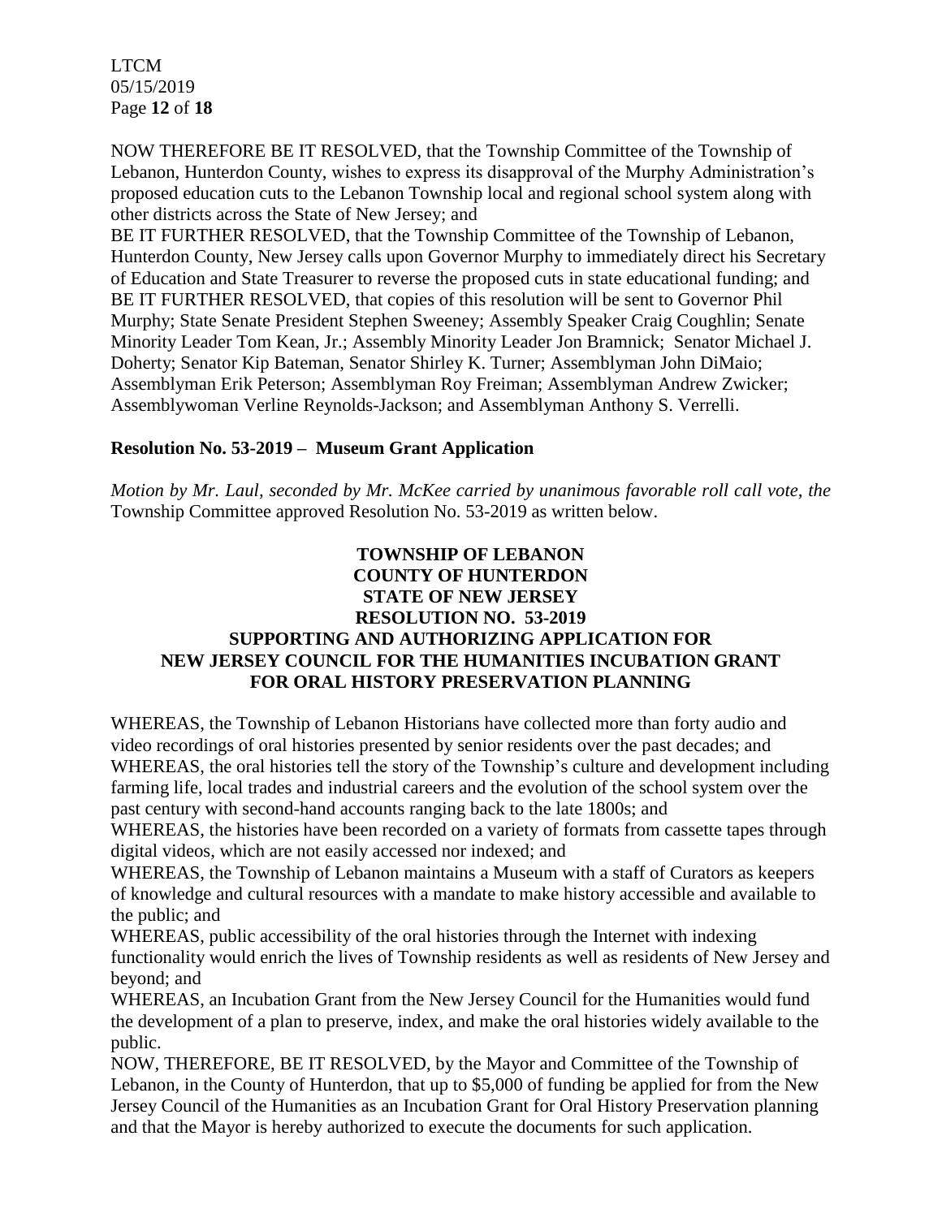NOW THEREFORE BE IT RESOLVED, that the Township Committee of the Township of Lebanon, Hunterdon County, wishes to express its disapproval of the Murphy Administration's proposed education cuts to the Lebanon Township local and regional school system along with other districts across the State of New Jersey; and

BE IT FURTHER RESOLVED, that the Township Committee of the Township of Lebanon, Hunterdon County, New Jersey calls upon Governor Murphy to immediately direct his Secretary of Education and State Treasurer to reverse the proposed cuts in state educational funding; and

BE IT FURTHER RESOLVED, that copies of this resolution will be sent to Governor Phil Murphy; State Senate President Stephen Sweeney; Assembly Speaker Craig Coughlin; Senate Minority Leader Tom Kean, Jr.; Assembly Minority Leader Jon Bramnick; Senator Michael J. Doherty; Senator Kip Bateman, Senator Shirley K. Turner; Assemblyman John DiMaio; Assemblyman Erik Peterson; Assemblyman Roy Freiman; Assemblyman Andrew Zwicker; Assemblywoman Verline Reynolds-Jackson; and Assemblyman Anthony S. Verrelli.

**Resolution No. 53-2019 – Museum Grant Application**

*Motion by Mr. Laul, seconded by Mr. McKee carried by unanimous favorable roll call vote, the* Township Committee approved Resolution No. 53-2019 as written below.

**TOWNSHIP OF LEBANON**
**COUNTY OF HUNTERDON**
**STATE OF NEW JERSEY**
**RESOLUTION NO. 53-2019**
**SUPPORTING AND AUTHORIZING APPLICATION FOR NEW JERSEY COUNCIL FOR THE HUMANITIES INCUBATION GRANT FOR ORAL HISTORY PRESERVATION PLANNING**

WHEREAS, the Township of Lebanon Historians have collected more than forty audio and video recordings of oral histories presented by senior residents over the past decades; and

WHEREAS, the oral histories tell the story of the Township's culture and development including farming life, local trades and industrial careers and the evolution of the school system over the past century with second-hand accounts ranging back to the late 1800s; and

WHEREAS, the histories have been recorded on a variety of formats from cassette tapes through digital videos, which are not easily accessed nor indexed; and

WHEREAS, the Township of Lebanon maintains a Museum with a staff of Curators as keepers of knowledge and cultural resources with a mandate to make history accessible and available to the public; and

WHEREAS, public accessibility of the oral histories through the Internet with indexing functionality would enrich the lives of Township residents as well as residents of New Jersey and beyond; and

WHEREAS, an Incubation Grant from the New Jersey Council for the Humanities would fund the development of a plan to preserve, index, and make the oral histories widely available to the public.

NOW, THEREFORE, BE IT RESOLVED, by the Mayor and Committee of the Township of Lebanon, in the County of Hunterdon, that up to $5,000 of funding be applied for from the New Jersey Council of the Humanities as an Incubation Grant for Oral History Preservation planning and that the Mayor is hereby authorized to execute the documents for such application.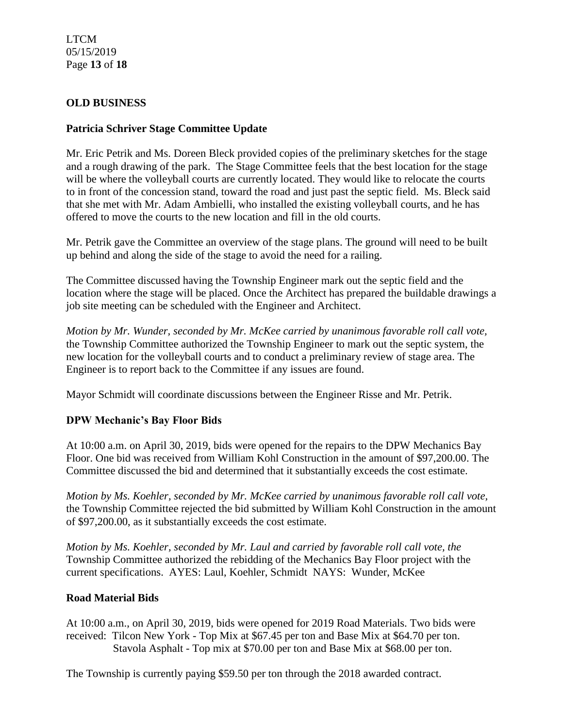## OLD BUSINESS

### Patricia Schriver Stage Committee Update

Mr. Eric Petrik and Ms. Doreen Bleck provided copies of the preliminary sketches for the stage and a rough drawing of the park. The Stage Committee feels that the best location for the stage will be where the volleyball courts are currently located. They would like to relocate the courts to in front of the concession stand, toward the road and just past the septic field. Ms. Bleck said that she met with Mr. Adam Ambielli, who installed the existing volleyball courts, and he has offered to move the courts to the new location and fill in the old courts.

Mr. Petrik gave the Committee an overview of the stage plans. The ground will need to be built up behind and along the side of the stage to avoid the need for a railing.

The Committee discussed having the Township Engineer mark out the septic field and the location where the stage will be placed. Once the Architect has prepared the buildable drawings a job site meeting can be scheduled with the Engineer and Architect.

*Motion by Mr. Wunder, seconded by Mr. McKee carried by unanimous favorable roll call vote,* the Township Committee authorized the Township Engineer to mark out the septic system, the new location for the volleyball courts and to conduct a preliminary review of stage area. The Engineer is to report back to the Committee if any issues are found.

Mayor Schmidt will coordinate discussions between the Engineer Risse and Mr. Petrik.

### DPW Mechanic's Bay Floor Bids

At 10:00 a.m. on April 30, 2019, bids were opened for the repairs to the DPW Mechanics Bay Floor. One bid was received from William Kohl Construction in the amount of $97,200.00. The Committee discussed the bid and determined that it substantially exceeds the cost estimate.

*Motion by Ms. Koehler, seconded by Mr. McKee carried by unanimous favorable roll call vote,* the Township Committee rejected the bid submitted by William Kohl Construction in the amount of $97,200.00, as it substantially exceeds the cost estimate.

*Motion by Ms. Koehler, seconded by Mr. Laul and carried by favorable roll call vote, the* Township Committee authorized the rebidding of the Mechanics Bay Floor project with the current specifications. AYES: Laul, Koehler, Schmidt NAYS: Wunder, McKee

### Road Material Bids

At 10:00 a.m., on April 30, 2019, bids were opened for 2019 Road Materials. Two bids were received: Tilcon New York - Top Mix at $67.45 per ton and Base Mix at $64.70 per ton.
Stavola Asphalt - Top mix at $70.00 per ton and Base Mix at $68.00 per ton.

The Township is currently paying $59.50 per ton through the 2018 awarded contract.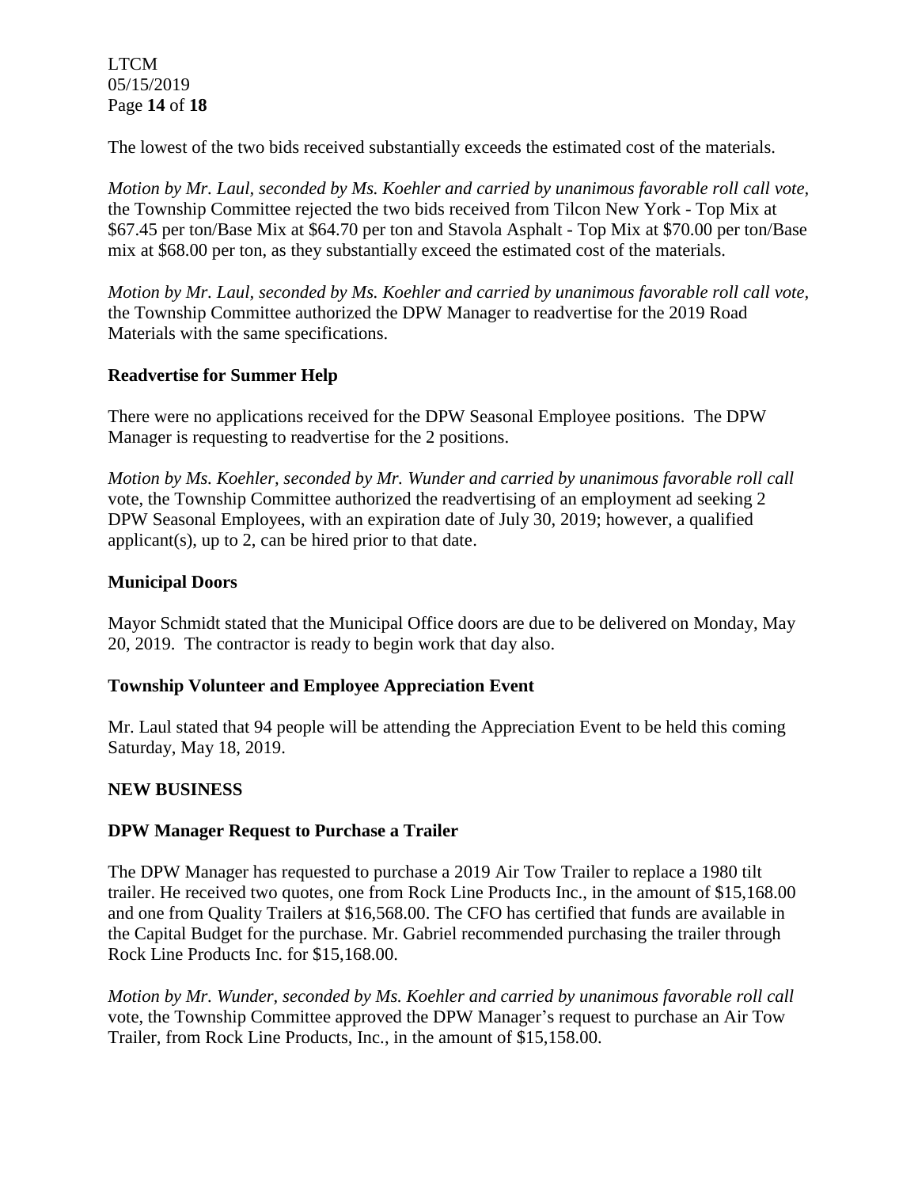The lowest of the two bids received substantially exceeds the estimated cost of the materials.

*Motion by Mr. Laul, seconded by Ms. Koehler and carried by unanimous favorable roll call vote,* the Township Committee rejected the two bids received from Tilcon New York - Top Mix at $67.45 per ton/Base Mix at $64.70 per ton and Stavola Asphalt - Top Mix at $70.00 per ton/Base mix at $68.00 per ton, as they substantially exceed the estimated cost of the materials.

*Motion by Mr. Laul, seconded by Ms. Koehler and carried by unanimous favorable roll call vote,* the Township Committee authorized the DPW Manager to readvertise for the 2019 Road Materials with the same specifications.

**Readvertise for Summer Help**

There were no applications received for the DPW Seasonal Employee positions. The DPW Manager is requesting to readvertise for the 2 positions.

*Motion by Ms. Koehler, seconded by Mr. Wunder and carried by unanimous favorable roll call* vote, the Township Committee authorized the readvertising of an employment ad seeking 2 DPW Seasonal Employees, with an expiration date of July 30, 2019; however, a qualified applicant(s), up to 2, can be hired prior to that date.

**Municipal Doors**

Mayor Schmidt stated that the Municipal Office doors are due to be delivered on Monday, May 20, 2019. The contractor is ready to begin work that day also.

**Township Volunteer and Employee Appreciation Event**

Mr. Laul stated that 94 people will be attending the Appreciation Event to be held this coming Saturday, May 18, 2019.

**NEW BUSINESS**

**DPW Manager Request to Purchase a Trailer**

The DPW Manager has requested to purchase a 2019 Air Tow Trailer to replace a 1980 tilt trailer. He received two quotes, one from Rock Line Products Inc., in the amount of $15,168.00 and one from Quality Trailers at $16,568.00. The CFO has certified that funds are available in the Capital Budget for the purchase. Mr. Gabriel recommended purchasing the trailer through Rock Line Products Inc. for $15,168.00.

*Motion by Mr. Wunder, seconded by Ms. Koehler and carried by unanimous favorable roll call* vote, the Township Committee approved the DPW Manager's request to purchase an Air Tow Trailer, from Rock Line Products, Inc., in the amount of $15,158.00.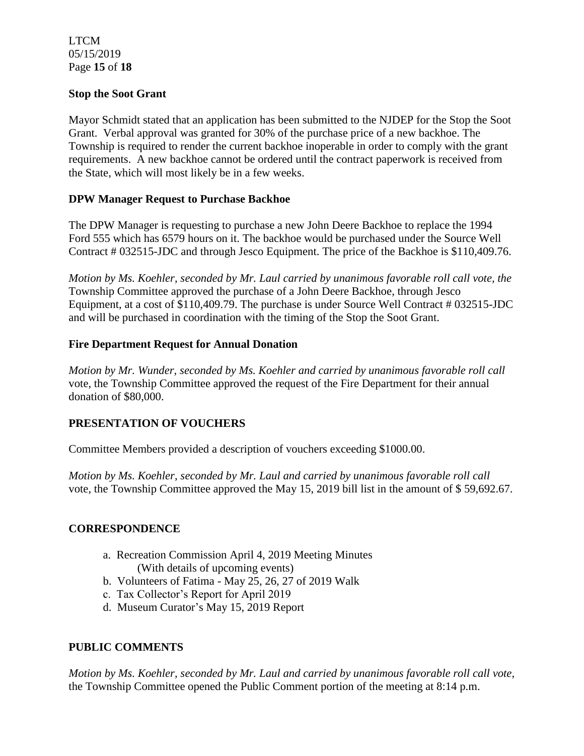**Stop the Soot Grant**

Mayor Schmidt stated that an application has been submitted to the NJDEP for the Stop the Soot Grant. Verbal approval was granted for 30% of the purchase price of a new backhoe. The Township is required to render the current backhoe inoperable in order to comply with the grant requirements. A new backhoe cannot be ordered until the contract paperwork is received from the State, which will most likely be in a few weeks.

**DPW Manager Request to Purchase Backhoe**

The DPW Manager is requesting to purchase a new John Deere Backhoe to replace the 1994 Ford 555 which has 6579 hours on it. The backhoe would be purchased under the Source Well Contract # 032515-JDC and through Jesco Equipment. The price of the Backhoe is $110,409.76.

*Motion by Ms. Koehler, seconded by Mr. Laul carried by unanimous favorable roll call vote, the* Township Committee approved the purchase of a John Deere Backhoe, through Jesco Equipment, at a cost of $110,409.79. The purchase is under Source Well Contract # 032515-JDC and will be purchased in coordination with the timing of the Stop the Soot Grant.

**Fire Department Request for Annual Donation**

*Motion by Mr. Wunder, seconded by Ms. Koehler and carried by unanimous favorable roll call* vote, the Township Committee approved the request of the Fire Department for their annual donation of $80,000.

**PRESENTATION OF VOUCHERS**

Committee Members provided a description of vouchers exceeding $1000.00.

*Motion by Ms. Koehler, seconded by Mr. Laul and carried by unanimous favorable roll call* vote, the Township Committee approved the May 15, 2019 bill list in the amount of $ 59,692.67.

**CORRESPONDENCE**

a. Recreation Commission April 4, 2019 Meeting Minutes
   (With details of upcoming events)
b. Volunteers of Fatima - May 25, 26, 27 of 2019 Walk
c. Tax Collector's Report for April 2019
d. Museum Curator's May 15, 2019 Report

**PUBLIC COMMENTS**

*Motion by Ms. Koehler, seconded by Mr. Laul and carried by unanimous favorable roll call vote,* the Township Committee opened the Public Comment portion of the meeting at 8:14 p.m.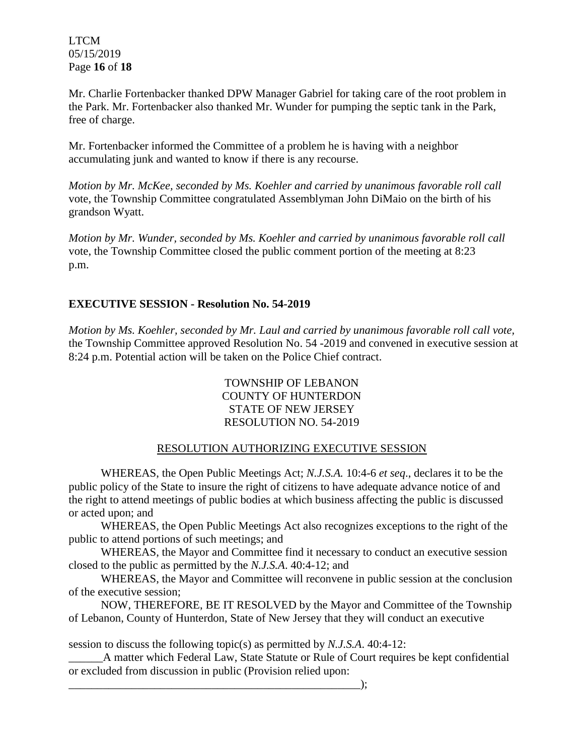Mr. Charlie Fortenbacker thanked DPW Manager Gabriel for taking care of the root problem in the Park. Mr. Fortenbacker also thanked Mr. Wunder for pumping the septic tank in the Park, free of charge.

Mr. Fortenbacker informed the Committee of a problem he is having with a neighbor accumulating junk and wanted to know if there is any recourse.

*Motion by Mr. McKee, seconded by Ms. Koehler and carried by unanimous favorable roll call* vote, the Township Committee congratulated Assemblyman John DiMaio on the birth of his grandson Wyatt.

*Motion by Mr. Wunder, seconded by Ms. Koehler and carried by unanimous favorable roll call* vote, the Township Committee closed the public comment portion of the meeting at 8:23 p.m.

## EXECUTIVE SESSION - Resolution No. 54-2019

*Motion by Ms. Koehler, seconded by Mr. Laul and carried by unanimous favorable roll call vote,* the Township Committee approved Resolution No. 54 -2019 and convened in executive session at 8:24 p.m. Potential action will be taken on the Police Chief contract.

TOWNSHIP OF LEBANON
COUNTY OF HUNTERDON
STATE OF NEW JERSEY
RESOLUTION NO. 54-2019

RESOLUTION AUTHORIZING EXECUTIVE SESSION

WHEREAS, the Open Public Meetings Act; *N.J.S.A.* 10:4-6 *et seq*., declares it to be the public policy of the State to insure the right of citizens to have adequate advance notice of and the right to attend meetings of public bodies at which business affecting the public is discussed or acted upon; and

WHEREAS, the Open Public Meetings Act also recognizes exceptions to the right of the public to attend portions of such meetings; and

WHEREAS, the Mayor and Committee find it necessary to conduct an executive session closed to the public as permitted by the *N.J.S.A*. 40:4-12; and

WHEREAS, the Mayor and Committee will reconvene in public session at the conclusion of the executive session;

NOW, THEREFORE, BE IT RESOLVED by the Mayor and Committee of the Township of Lebanon, County of Hunterdon, State of New Jersey that they will conduct an executive session to discuss the following topic(s) as permitted by *N.J.S.A*. 40:4-12:

______A matter which Federal Law, State Statute or Rule of Court requires be kept confidential or excluded from discussion in public (Provision relied upon: _____________________________________________________);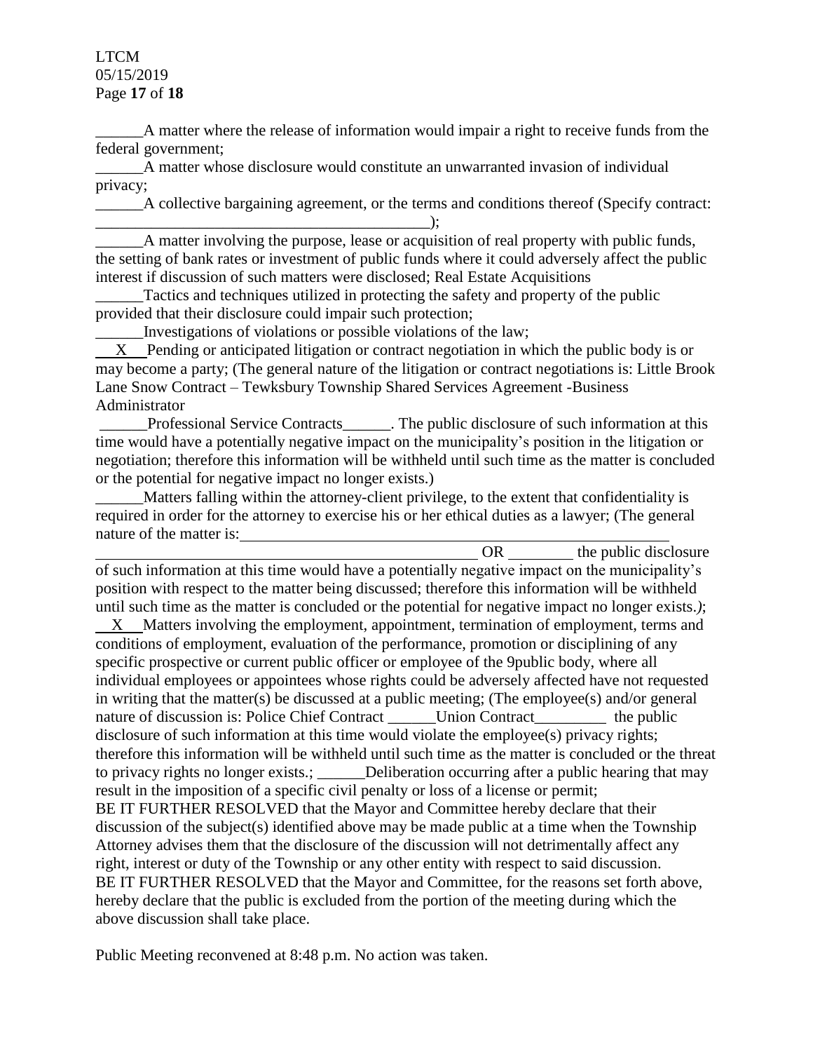\_\_\_\_\_\_A matter where the release of information would impair a right to receive funds from the federal government;

\_\_\_\_\_\_A matter whose disclosure would constitute an unwarranted invasion of individual privacy;

\_\_\_\_\_\_A collective bargaining agreement, or the terms and conditions thereof (Specify contract: \_\_\_\_\_\_\_\_\_\_\_\_\_\_\_\_\_\_\_\_\_\_\_\_\_\_\_\_\_\_\_\_\_\_\_\_\_\_\_\_\_\_\_\_);

\_\_\_\_\_\_A matter involving the purpose, lease or acquisition of real property with public funds, the setting of bank rates or investment of public funds where it could adversely affect the public interest if discussion of such matters were disclosed; Real Estate Acquisitions

\_\_\_\_\_\_Tactics and techniques utilized in protecting the safety and property of the public provided that their disclosure could impair such protection;

\_\_\_\_\_\_Investigations of violations or possible violations of the law;

\_\_X\_\_Pending or anticipated litigation or contract negotiation in which the public body is or may become a party; (The general nature of the litigation or contract negotiations is: Little Brook Lane Snow Contract – Tewksbury Township Shared Services Agreement -Business Administrator

\_\_\_\_\_\_Professional Service Contracts\_\_\_\_\_\_. The public disclosure of such information at this time would have a potentially negative impact on the municipality's position in the litigation or negotiation; therefore this information will be withheld until such time as the matter is concluded or the potential for negative impact no longer exists.)

\_\_\_\_\_\_Matters falling within the attorney-client privilege, to the extent that confidentiality is required in order for the attorney to exercise his or her ethical duties as a lawyer; (The general nature of the matter is: \_\_\_\_\_\_\_\_\_\_\_\_\_\_\_\_\_\_\_\_\_\_\_\_\_\_\_\_\_\_\_\_\_\_\_\_\_\_\_\_\_\_\_\_\_\_\_\_\_\_\_\_\_\_\_\_\_\_\_\_\_\_\_\_\_\_\_\_\_\_\_\_\_\_\_\_\_\_\_\_\_\_\_\_\_\_\_\_\_\_\_\_ OR \_\_\_\_\_\_\_\_ the public disclosure of such information at this time would have a potentially negative impact on the municipality's position with respect to the matter being discussed; therefore this information will be withheld until such time as the matter is concluded or the potential for negative impact no longer exists.*)*;

\_\_X\_\_Matters involving the employment, appointment, termination of employment, terms and conditions of employment, evaluation of the performance, promotion or disciplining of any specific prospective or current public officer or employee of the 9public body, where all individual employees or appointees whose rights could be adversely affected have not requested in writing that the matter(s) be discussed at a public meeting; (The employee(s) and/or general nature of discussion is: Police Chief Contract \_\_\_\_\_\_Union Contract\_\_\_\_\_\_\_\_\_ the public disclosure of such information at this time would violate the employee(s) privacy rights; therefore this information will be withheld until such time as the matter is concluded or the threat to privacy rights no longer exists.; \_\_\_\_\_\_Deliberation occurring after a public hearing that may result in the imposition of a specific civil penalty or loss of a license or permit;

BE IT FURTHER RESOLVED that the Mayor and Committee hereby declare that their discussion of the subject(s) identified above may be made public at a time when the Township Attorney advises them that the disclosure of the discussion will not detrimentally affect any right, interest or duty of the Township or any other entity with respect to said discussion.

BE IT FURTHER RESOLVED that the Mayor and Committee, for the reasons set forth above, hereby declare that the public is excluded from the portion of the meeting during which the above discussion shall take place.

Public Meeting reconvened at 8:48 p.m. No action was taken.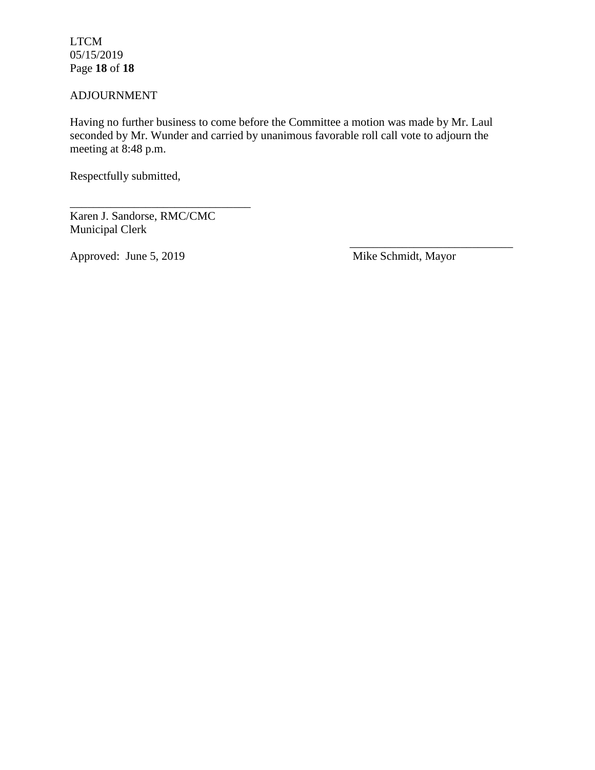ADJOURNMENT

Having no further business to come before the Committee a motion was made by Mr. Laul seconded by Mr. Wunder and carried by unanimous favorable roll call vote to adjourn the meeting at 8:48 p.m.

Respectfully submitted,

_______________________________
Karen J. Sandorse, RMC/CMC
Municipal Clerk

Approved: June 5, 2019

_____________________________
Mike Schmidt, Mayor